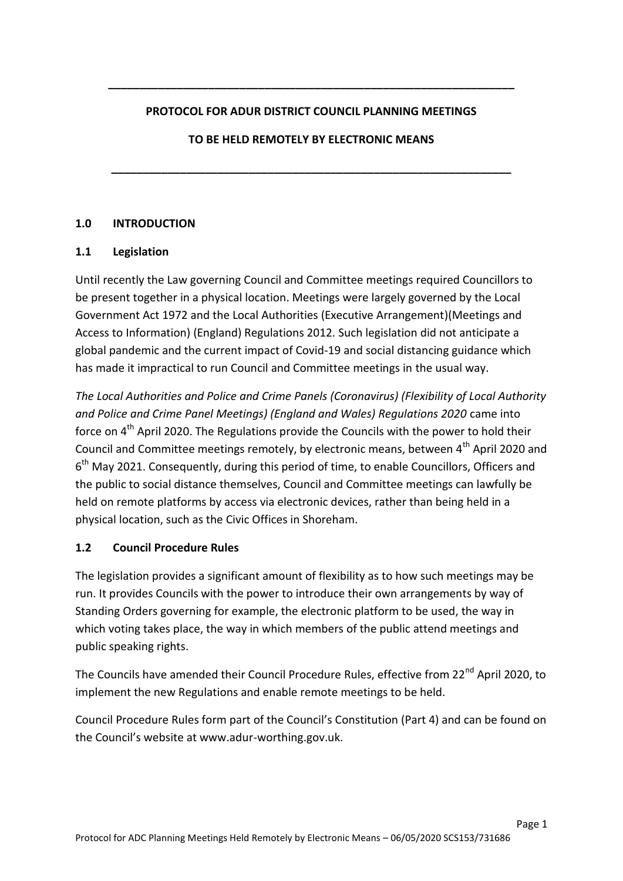# PROTOCOL FOR ADUR DISTRICT COUNCIL PLANNING MEETINGS

# TO BE HELD REMOTELY BY ELECTRONIC MEANS

## 1.0 INTRODUCTION

### 1.1 Legislation

Until recently the Law governing Council and Committee meetings required Councillors to be present together in a physical location. Meetings were largely governed by the Local Government Act 1972 and the Local Authorities (Executive Arrangement)(Meetings and Access to Information) (England) Regulations 2012. Such legislation did not anticipate a global pandemic and the current impact of Covid-19 and social distancing guidance which has made it impractical to run Council and Committee meetings in the usual way.

*The Local Authorities and Police and Crime Panels (Coronavirus) (Flexibility of Local Authority and Police and Crime Panel Meetings) (England and Wales) Regulations 2020* came into force on 4th April 2020. The Regulations provide the Councils with the power to hold their Council and Committee meetings remotely, by electronic means, between 4th April 2020 and 6th May 2021. Consequently, during this period of time, to enable Councillors, Officers and the public to social distance themselves, Council and Committee meetings can lawfully be held on remote platforms by access via electronic devices, rather than being held in a physical location, such as the Civic Offices in Shoreham.

### 1.2 Council Procedure Rules

The legislation provides a significant amount of flexibility as to how such meetings may be run. It provides Councils with the power to introduce their own arrangements by way of Standing Orders governing for example, the electronic platform to be used, the way in which voting takes place, the way in which members of the public attend meetings and public speaking rights.

The Councils have amended their Council Procedure Rules, effective from 22nd April 2020, to implement the new Regulations and enable remote meetings to be held.

Council Procedure Rules form part of the Council's Constitution (Part 4) and can be found on the Council's website at www.adur-worthing.gov.uk.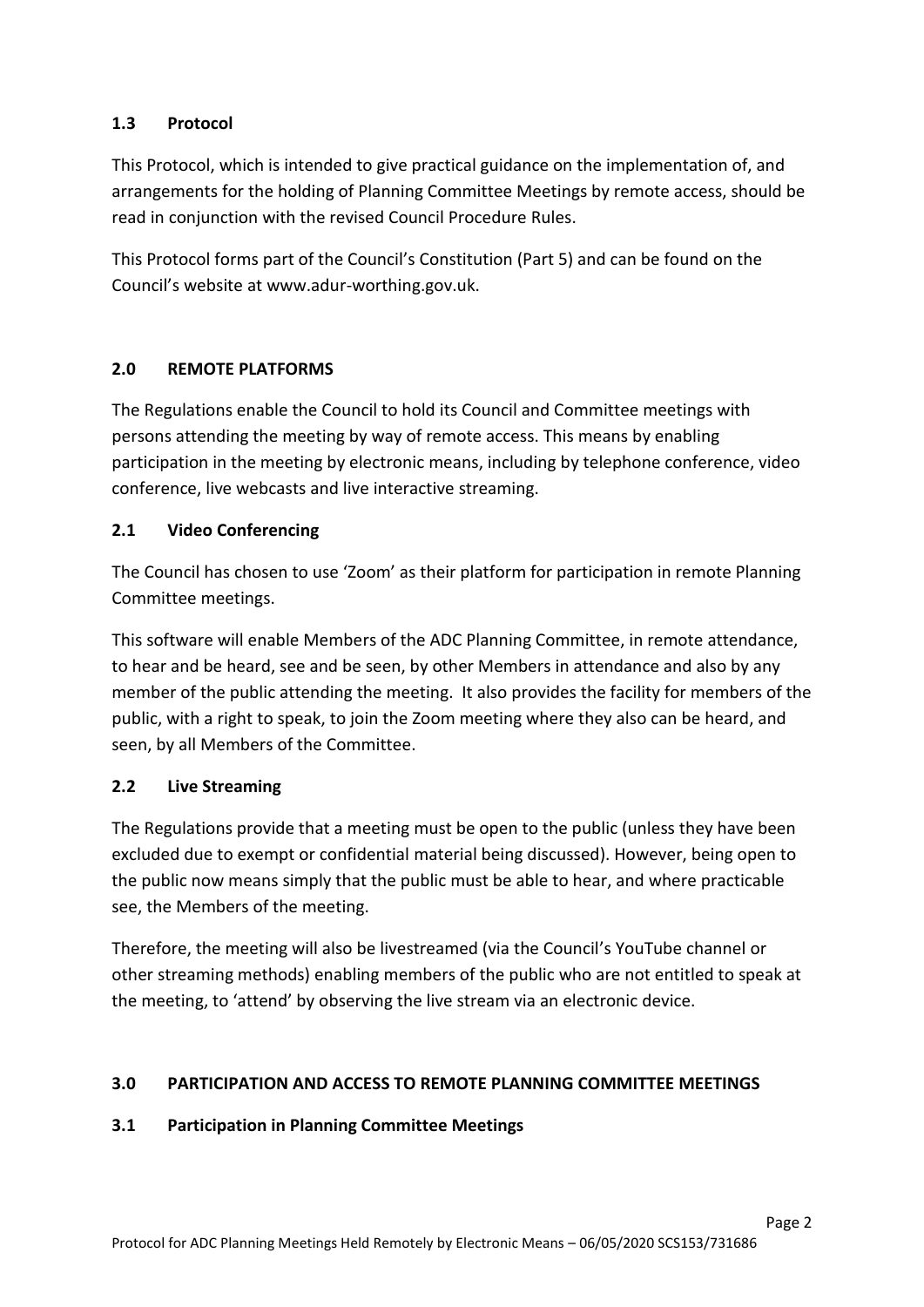### 1.3 Protocol

This Protocol, which is intended to give practical guidance on the implementation of, and arrangements for the holding of Planning Committee Meetings by remote access, should be read in conjunction with the revised Council Procedure Rules.

This Protocol forms part of the Council's Constitution (Part 5) and can be found on the Council's website at www.adur-worthing.gov.uk.

## 2.0 REMOTE PLATFORMS

The Regulations enable the Council to hold its Council and Committee meetings with persons attending the meeting by way of remote access. This means by enabling participation in the meeting by electronic means, including by telephone conference, video conference, live webcasts and live interactive streaming.

### 2.1 Video Conferencing

The Council has chosen to use 'Zoom' as their platform for participation in remote Planning Committee meetings.

This software will enable Members of the ADC Planning Committee, in remote attendance, to hear and be heard, see and be seen, by other Members in attendance and also by any member of the public attending the meeting. It also provides the facility for members of the public, with a right to speak, to join the Zoom meeting where they also can be heard, and seen, by all Members of the Committee.

### 2.2 Live Streaming

The Regulations provide that a meeting must be open to the public (unless they have been excluded due to exempt or confidential material being discussed). However, being open to the public now means simply that the public must be able to hear, and where practicable see, the Members of the meeting.

Therefore, the meeting will also be livestreamed (via the Council's YouTube channel or other streaming methods) enabling members of the public who are not entitled to speak at the meeting, to 'attend' by observing the live stream via an electronic device.

## 3.0 PARTICIPATION AND ACCESS TO REMOTE PLANNING COMMITTEE MEETINGS

### 3.1 Participation in Planning Committee Meetings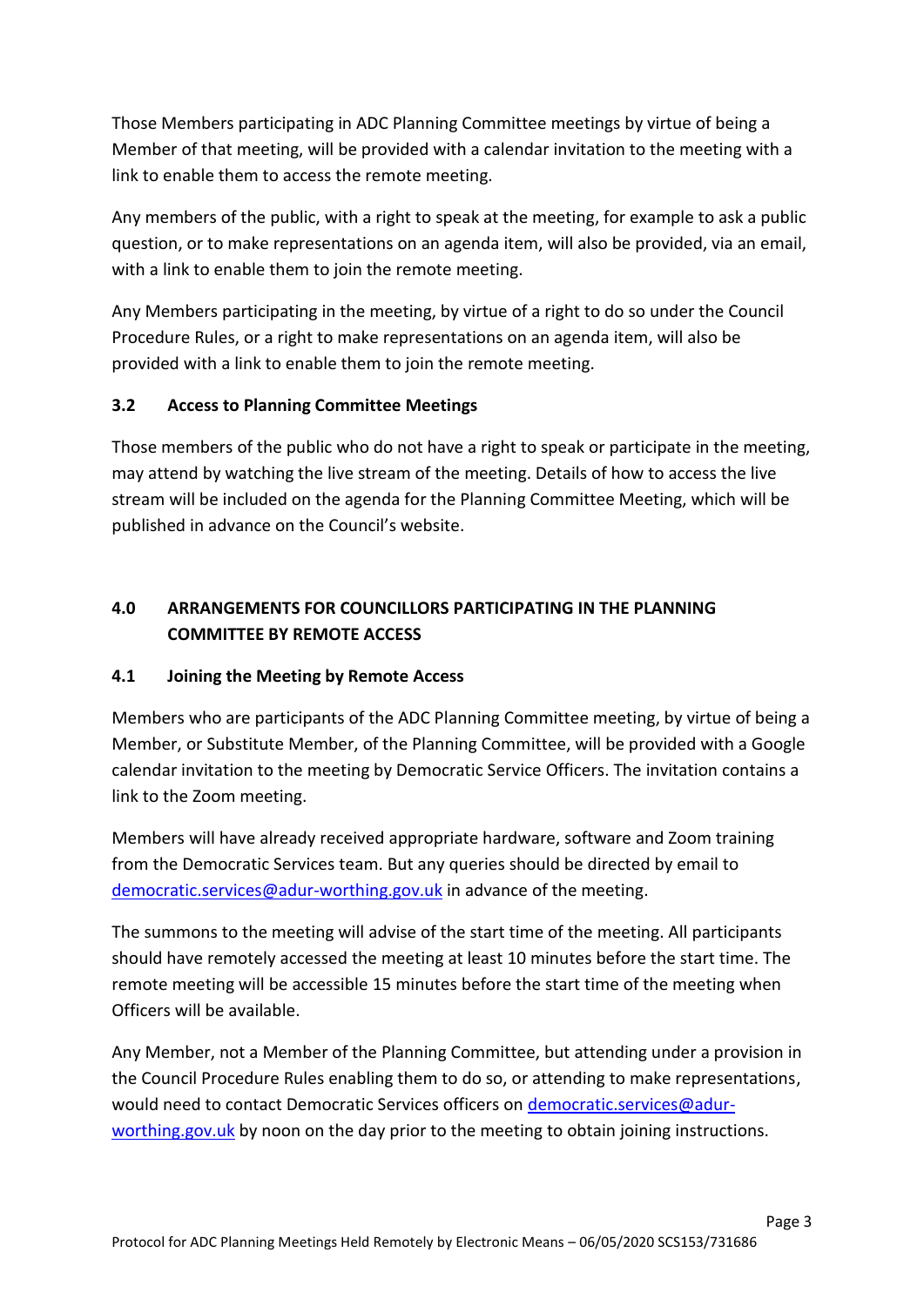Those Members participating in ADC Planning Committee meetings by virtue of being a Member of that meeting, will be provided with a calendar invitation to the meeting with a link to enable them to access the remote meeting.

Any members of the public, with a right to speak at the meeting, for example to ask a public question, or to make representations on an agenda item, will also be provided, via an email, with a link to enable them to join the remote meeting.

Any Members participating in the meeting, by virtue of a right to do so under the Council Procedure Rules, or a right to make representations on an agenda item, will also be provided with a link to enable them to join the remote meeting.

### 3.2 Access to Planning Committee Meetings

Those members of the public who do not have a right to speak or participate in the meeting, may attend by watching the live stream of the meeting. Details of how to access the live stream will be included on the agenda for the Planning Committee Meeting, which will be published in advance on the Council's website.

## 4.0 ARRANGEMENTS FOR COUNCILLORS PARTICIPATING IN THE PLANNING COMMITTEE BY REMOTE ACCESS

### 4.1 Joining the Meeting by Remote Access

Members who are participants of the ADC Planning Committee meeting, by virtue of being a Member, or Substitute Member, of the Planning Committee, will be provided with a Google calendar invitation to the meeting by Democratic Service Officers. The invitation contains a link to the Zoom meeting.

Members will have already received appropriate hardware, software and Zoom training from the Democratic Services team. But any queries should be directed by email to democratic.services@adur-worthing.gov.uk in advance of the meeting.

The summons to the meeting will advise of the start time of the meeting. All participants should have remotely accessed the meeting at least 10 minutes before the start time. The remote meeting will be accessible 15 minutes before the start time of the meeting when Officers will be available.

Any Member, not a Member of the Planning Committee, but attending under a provision in the Council Procedure Rules enabling them to do so, or attending to make representations, would need to contact Democratic Services officers on democratic.services@adur-worthing.gov.uk by noon on the day prior to the meeting to obtain joining instructions.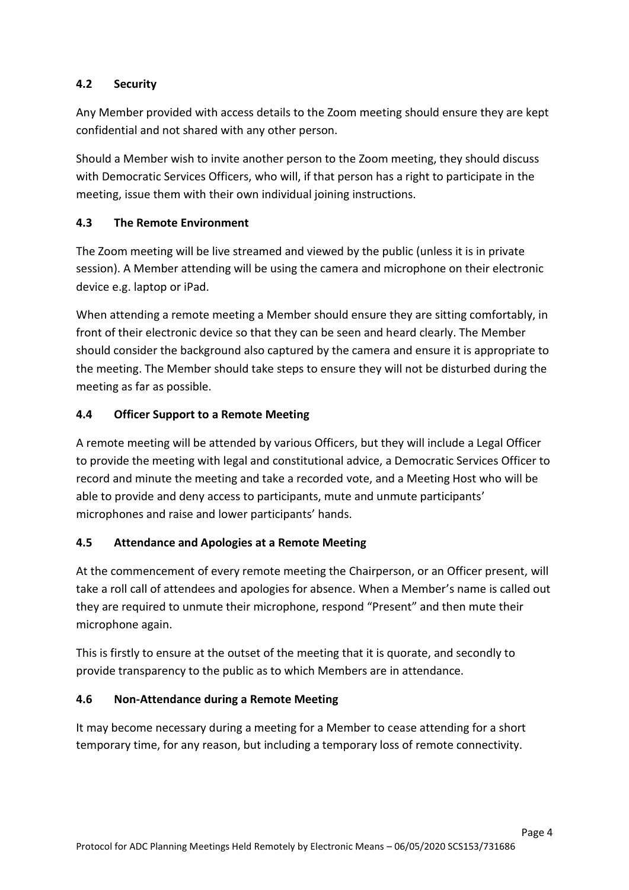### 4.2 Security

Any Member provided with access details to the Zoom meeting should ensure they are kept confidential and not shared with any other person.

Should a Member wish to invite another person to the Zoom meeting, they should discuss with Democratic Services Officers, who will, if that person has a right to participate in the meeting, issue them with their own individual joining instructions.

### 4.3 The Remote Environment

The Zoom meeting will be live streamed and viewed by the public (unless it is in private session). A Member attending will be using the camera and microphone on their electronic device e.g. laptop or iPad.

When attending a remote meeting a Member should ensure they are sitting comfortably, in front of their electronic device so that they can be seen and heard clearly. The Member should consider the background also captured by the camera and ensure it is appropriate to the meeting. The Member should take steps to ensure they will not be disturbed during the meeting as far as possible.

### 4.4 Officer Support to a Remote Meeting

A remote meeting will be attended by various Officers, but they will include a Legal Officer to provide the meeting with legal and constitutional advice, a Democratic Services Officer to record and minute the meeting and take a recorded vote, and a Meeting Host who will be able to provide and deny access to participants, mute and unmute participants' microphones and raise and lower participants' hands.

### 4.5 Attendance and Apologies at a Remote Meeting

At the commencement of every remote meeting the Chairperson, or an Officer present, will take a roll call of attendees and apologies for absence. When a Member's name is called out they are required to unmute their microphone, respond "Present" and then mute their microphone again.

This is firstly to ensure at the outset of the meeting that it is quorate, and secondly to provide transparency to the public as to which Members are in attendance.

### 4.6 Non-Attendance during a Remote Meeting

It may become necessary during a meeting for a Member to cease attending for a short temporary time, for any reason, but including a temporary loss of remote connectivity.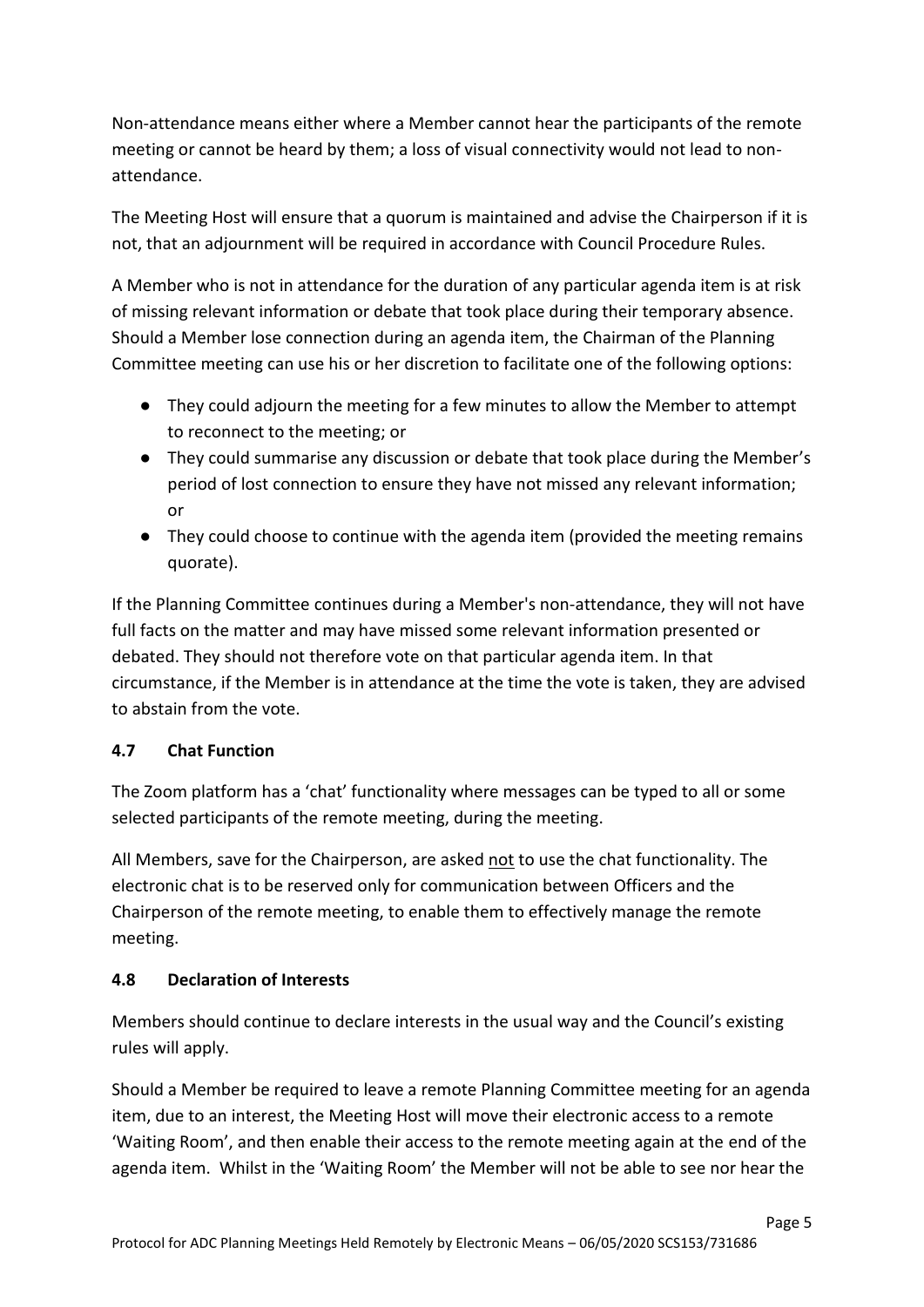Non-attendance means either where a Member cannot hear the participants of the remote meeting or cannot be heard by them; a loss of visual connectivity would not lead to non-attendance.

The Meeting Host will ensure that a quorum is maintained and advise the Chairperson if it is not, that an adjournment will be required in accordance with Council Procedure Rules.

A Member who is not in attendance for the duration of any particular agenda item is at risk of missing relevant information or debate that took place during their temporary absence. Should a Member lose connection during an agenda item, the Chairman of the Planning Committee meeting can use his or her discretion to facilitate one of the following options:

- They could adjourn the meeting for a few minutes to allow the Member to attempt to reconnect to the meeting; or
- They could summarise any discussion or debate that took place during the Member's period of lost connection to ensure they have not missed any relevant information; or
- They could choose to continue with the agenda item (provided the meeting remains quorate).

If the Planning Committee continues during a Member's non-attendance, they will not have full facts on the matter and may have missed some relevant information presented or debated. They should not therefore vote on that particular agenda item. In that circumstance, if the Member is in attendance at the time the vote is taken, they are advised to abstain from the vote.

### 4.7 Chat Function

The Zoom platform has a 'chat' functionality where messages can be typed to all or some selected participants of the remote meeting, during the meeting.

All Members, save for the Chairperson, are asked not to use the chat functionality. The electronic chat is to be reserved only for communication between Officers and the Chairperson of the remote meeting, to enable them to effectively manage the remote meeting.

### 4.8 Declaration of Interests

Members should continue to declare interests in the usual way and the Council's existing rules will apply.

Should a Member be required to leave a remote Planning Committee meeting for an agenda item, due to an interest, the Meeting Host will move their electronic access to a remote 'Waiting Room', and then enable their access to the remote meeting again at the end of the agenda item. Whilst in the 'Waiting Room' the Member will not be able to see nor hear the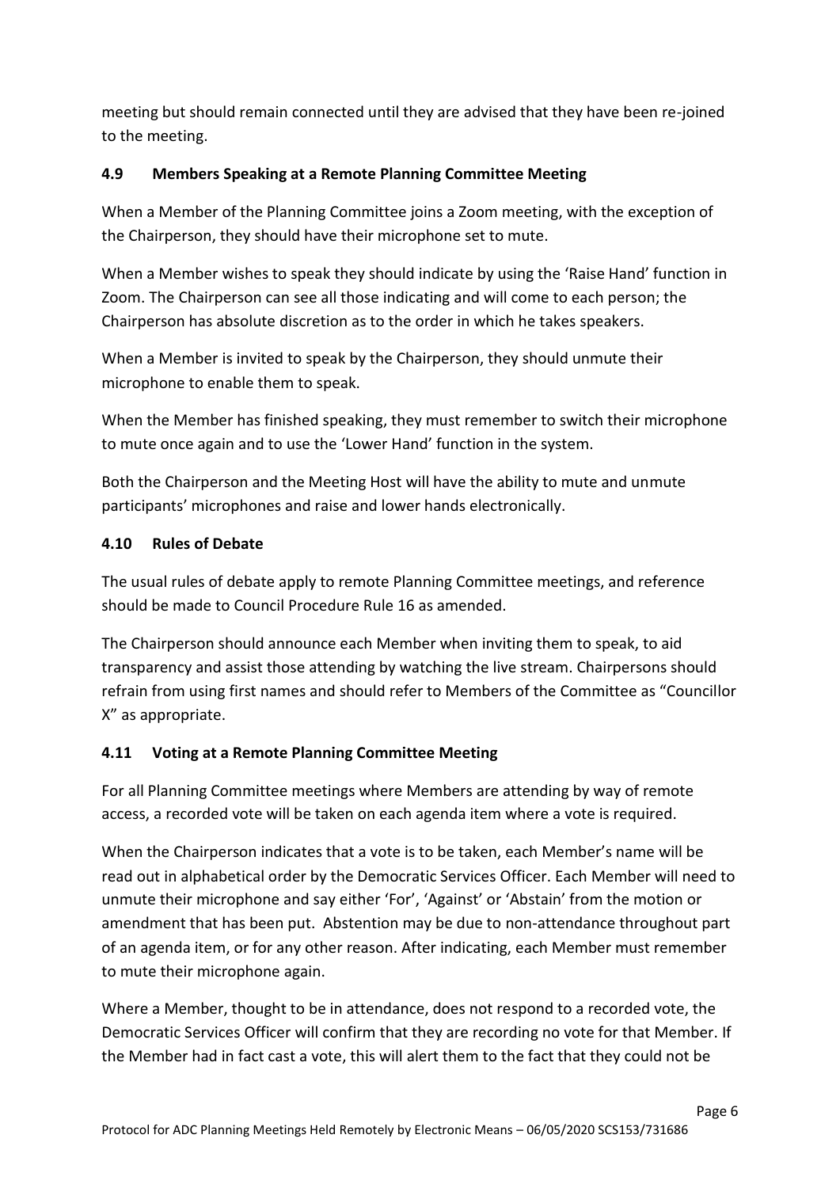meeting but should remain connected until they are advised that they have been re-joined to the meeting.

### 4.9 Members Speaking at a Remote Planning Committee Meeting

When a Member of the Planning Committee joins a Zoom meeting, with the exception of the Chairperson, they should have their microphone set to mute.

When a Member wishes to speak they should indicate by using the 'Raise Hand' function in Zoom. The Chairperson can see all those indicating and will come to each person; the Chairperson has absolute discretion as to the order in which he takes speakers.

When a Member is invited to speak by the Chairperson, they should unmute their microphone to enable them to speak.

When the Member has finished speaking, they must remember to switch their microphone to mute once again and to use the 'Lower Hand' function in the system.

Both the Chairperson and the Meeting Host will have the ability to mute and unmute participants' microphones and raise and lower hands electronically.

### 4.10 Rules of Debate

The usual rules of debate apply to remote Planning Committee meetings, and reference should be made to Council Procedure Rule 16 as amended.

The Chairperson should announce each Member when inviting them to speak, to aid transparency and assist those attending by watching the live stream. Chairpersons should refrain from using first names and should refer to Members of the Committee as "Councillor X" as appropriate.

### 4.11 Voting at a Remote Planning Committee Meeting

For all Planning Committee meetings where Members are attending by way of remote access, a recorded vote will be taken on each agenda item where a vote is required.

When the Chairperson indicates that a vote is to be taken, each Member's name will be read out in alphabetical order by the Democratic Services Officer. Each Member will need to unmute their microphone and say either 'For', 'Against' or 'Abstain' from the motion or amendment that has been put. Abstention may be due to non-attendance throughout part of an agenda item, or for any other reason. After indicating, each Member must remember to mute their microphone again.

Where a Member, thought to be in attendance, does not respond to a recorded vote, the Democratic Services Officer will confirm that they are recording no vote for that Member. If the Member had in fact cast a vote, this will alert them to the fact that they could not be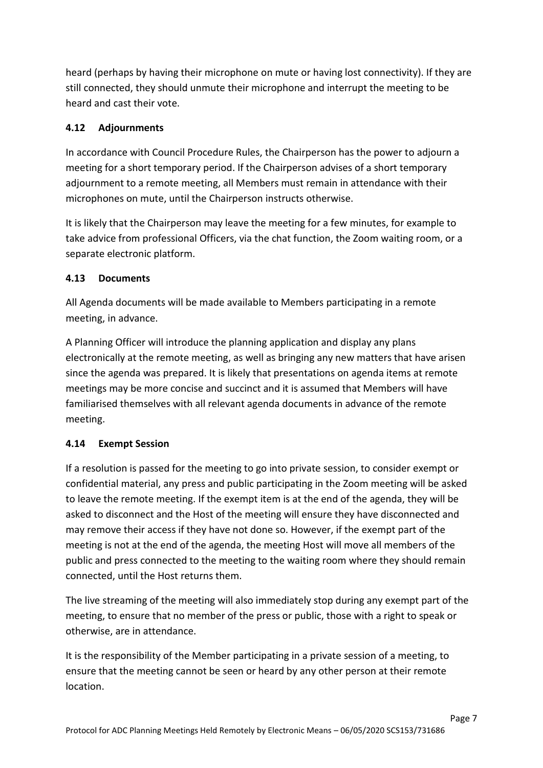heard (perhaps by having their microphone on mute or having lost connectivity). If they are still connected, they should unmute their microphone and interrupt the meeting to be heard and cast their vote.

### 4.12 Adjournments

In accordance with Council Procedure Rules, the Chairperson has the power to adjourn a meeting for a short temporary period. If the Chairperson advises of a short temporary adjournment to a remote meeting, all Members must remain in attendance with their microphones on mute, until the Chairperson instructs otherwise.

It is likely that the Chairperson may leave the meeting for a few minutes, for example to take advice from professional Officers, via the chat function, the Zoom waiting room, or a separate electronic platform.

### 4.13 Documents

All Agenda documents will be made available to Members participating in a remote meeting, in advance.

A Planning Officer will introduce the planning application and display any plans electronically at the remote meeting, as well as bringing any new matters that have arisen since the agenda was prepared. It is likely that presentations on agenda items at remote meetings may be more concise and succinct and it is assumed that Members will have familiarised themselves with all relevant agenda documents in advance of the remote meeting.

### 4.14 Exempt Session

If a resolution is passed for the meeting to go into private session, to consider exempt or confidential material, any press and public participating in the Zoom meeting will be asked to leave the remote meeting. If the exempt item is at the end of the agenda, they will be asked to disconnect and the Host of the meeting will ensure they have disconnected and may remove their access if they have not done so. However, if the exempt part of the meeting is not at the end of the agenda, the meeting Host will move all members of the public and press connected to the meeting to the waiting room where they should remain connected, until the Host returns them.

The live streaming of the meeting will also immediately stop during any exempt part of the meeting, to ensure that no member of the press or public, those with a right to speak or otherwise, are in attendance.

It is the responsibility of the Member participating in a private session of a meeting, to ensure that the meeting cannot be seen or heard by any other person at their remote location.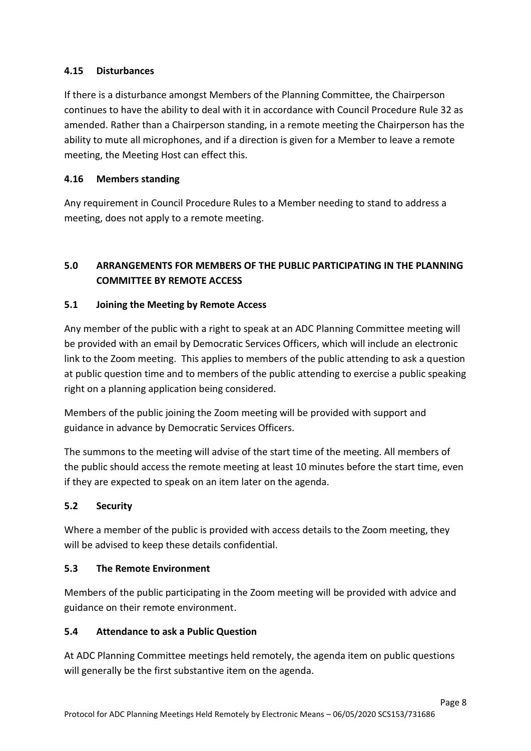### 4.15 Disturbances

If there is a disturbance amongst Members of the Planning Committee, the Chairperson continues to have the ability to deal with it in accordance with Council Procedure Rule 32 as amended. Rather than a Chairperson standing, in a remote meeting the Chairperson has the ability to mute all microphones, and if a direction is given for a Member to leave a remote meeting, the Meeting Host can effect this.

### 4.16 Members standing

Any requirement in Council Procedure Rules to a Member needing to stand to address a meeting, does not apply to a remote meeting.

## 5.0 ARRANGEMENTS FOR MEMBERS OF THE PUBLIC PARTICIPATING IN THE PLANNING COMMITTEE BY REMOTE ACCESS

### 5.1 Joining the Meeting by Remote Access

Any member of the public with a right to speak at an ADC Planning Committee meeting will be provided with an email by Democratic Services Officers, which will include an electronic link to the Zoom meeting. This applies to members of the public attending to ask a question at public question time and to members of the public attending to exercise a public speaking right on a planning application being considered.

Members of the public joining the Zoom meeting will be provided with support and guidance in advance by Democratic Services Officers.

The summons to the meeting will advise of the start time of the meeting. All members of the public should access the remote meeting at least 10 minutes before the start time, even if they are expected to speak on an item later on the agenda.

### 5.2 Security

Where a member of the public is provided with access details to the Zoom meeting, they will be advised to keep these details confidential.

### 5.3 The Remote Environment

Members of the public participating in the Zoom meeting will be provided with advice and guidance on their remote environment.

### 5.4 Attendance to ask a Public Question

At ADC Planning Committee meetings held remotely, the agenda item on public questions will generally be the first substantive item on the agenda.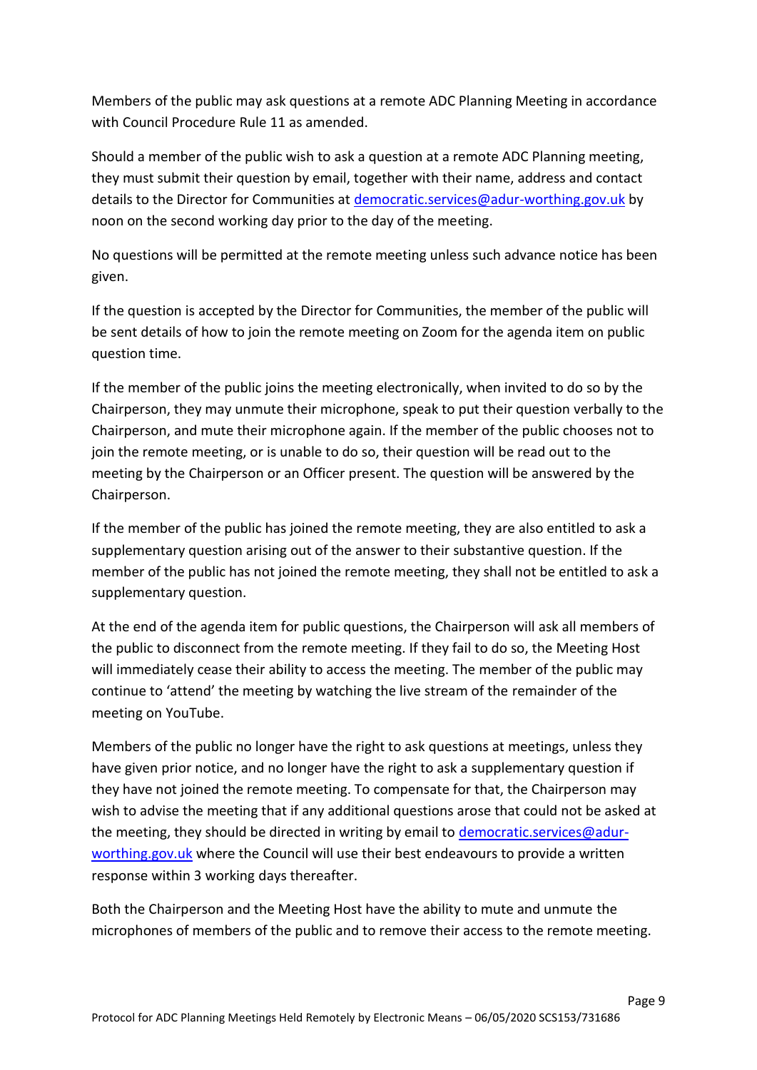Members of the public may ask questions at a remote ADC Planning Meeting in accordance with Council Procedure Rule 11 as amended.

Should a member of the public wish to ask a question at a remote ADC Planning meeting, they must submit their question by email, together with their name, address and contact details to the Director for Communities at democratic.services@adur-worthing.gov.uk by noon on the second working day prior to the day of the meeting.

No questions will be permitted at the remote meeting unless such advance notice has been given.

If the question is accepted by the Director for Communities, the member of the public will be sent details of how to join the remote meeting on Zoom for the agenda item on public question time.

If the member of the public joins the meeting electronically, when invited to do so by the Chairperson, they may unmute their microphone, speak to put their question verbally to the Chairperson, and mute their microphone again. If the member of the public chooses not to join the remote meeting, or is unable to do so, their question will be read out to the meeting by the Chairperson or an Officer present. The question will be answered by the Chairperson.

If the member of the public has joined the remote meeting, they are also entitled to ask a supplementary question arising out of the answer to their substantive question. If the member of the public has not joined the remote meeting, they shall not be entitled to ask a supplementary question.

At the end of the agenda item for public questions, the Chairperson will ask all members of the public to disconnect from the remote meeting. If they fail to do so, the Meeting Host will immediately cease their ability to access the meeting. The member of the public may continue to 'attend' the meeting by watching the live stream of the remainder of the meeting on YouTube.

Members of the public no longer have the right to ask questions at meetings, unless they have given prior notice, and no longer have the right to ask a supplementary question if they have not joined the remote meeting. To compensate for that, the Chairperson may wish to advise the meeting that if any additional questions arose that could not be asked at the meeting, they should be directed in writing by email to democratic.services@adur-worthing.gov.uk where the Council will use their best endeavours to provide a written response within 3 working days thereafter.

Both the Chairperson and the Meeting Host have the ability to mute and unmute the microphones of members of the public and to remove their access to the remote meeting.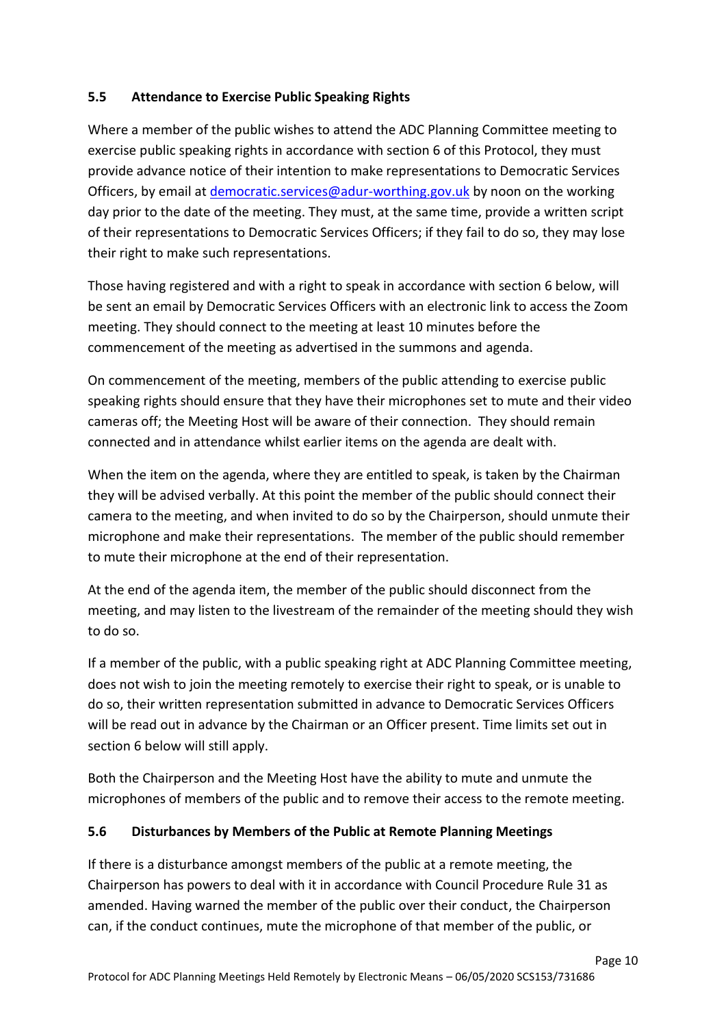### 5.5 Attendance to Exercise Public Speaking Rights

Where a member of the public wishes to attend the ADC Planning Committee meeting to exercise public speaking rights in accordance with section 6 of this Protocol, they must provide advance notice of their intention to make representations to Democratic Services Officers, by email at democratic.services@adur-worthing.gov.uk by noon on the working day prior to the date of the meeting. They must, at the same time, provide a written script of their representations to Democratic Services Officers; if they fail to do so, they may lose their right to make such representations.

Those having registered and with a right to speak in accordance with section 6 below, will be sent an email by Democratic Services Officers with an electronic link to access the Zoom meeting. They should connect to the meeting at least 10 minutes before the commencement of the meeting as advertised in the summons and agenda.

On commencement of the meeting, members of the public attending to exercise public speaking rights should ensure that they have their microphones set to mute and their video cameras off; the Meeting Host will be aware of their connection. They should remain connected and in attendance whilst earlier items on the agenda are dealt with.

When the item on the agenda, where they are entitled to speak, is taken by the Chairman they will be advised verbally. At this point the member of the public should connect their camera to the meeting, and when invited to do so by the Chairperson, should unmute their microphone and make their representations. The member of the public should remember to mute their microphone at the end of their representation.

At the end of the agenda item, the member of the public should disconnect from the meeting, and may listen to the livestream of the remainder of the meeting should they wish to do so.

If a member of the public, with a public speaking right at ADC Planning Committee meeting, does not wish to join the meeting remotely to exercise their right to speak, or is unable to do so, their written representation submitted in advance to Democratic Services Officers will be read out in advance by the Chairman or an Officer present. Time limits set out in section 6 below will still apply.

Both the Chairperson and the Meeting Host have the ability to mute and unmute the microphones of members of the public and to remove their access to the remote meeting.

### 5.6 Disturbances by Members of the Public at Remote Planning Meetings

If there is a disturbance amongst members of the public at a remote meeting, the Chairperson has powers to deal with it in accordance with Council Procedure Rule 31 as amended. Having warned the member of the public over their conduct, the Chairperson can, if the conduct continues, mute the microphone of that member of the public, or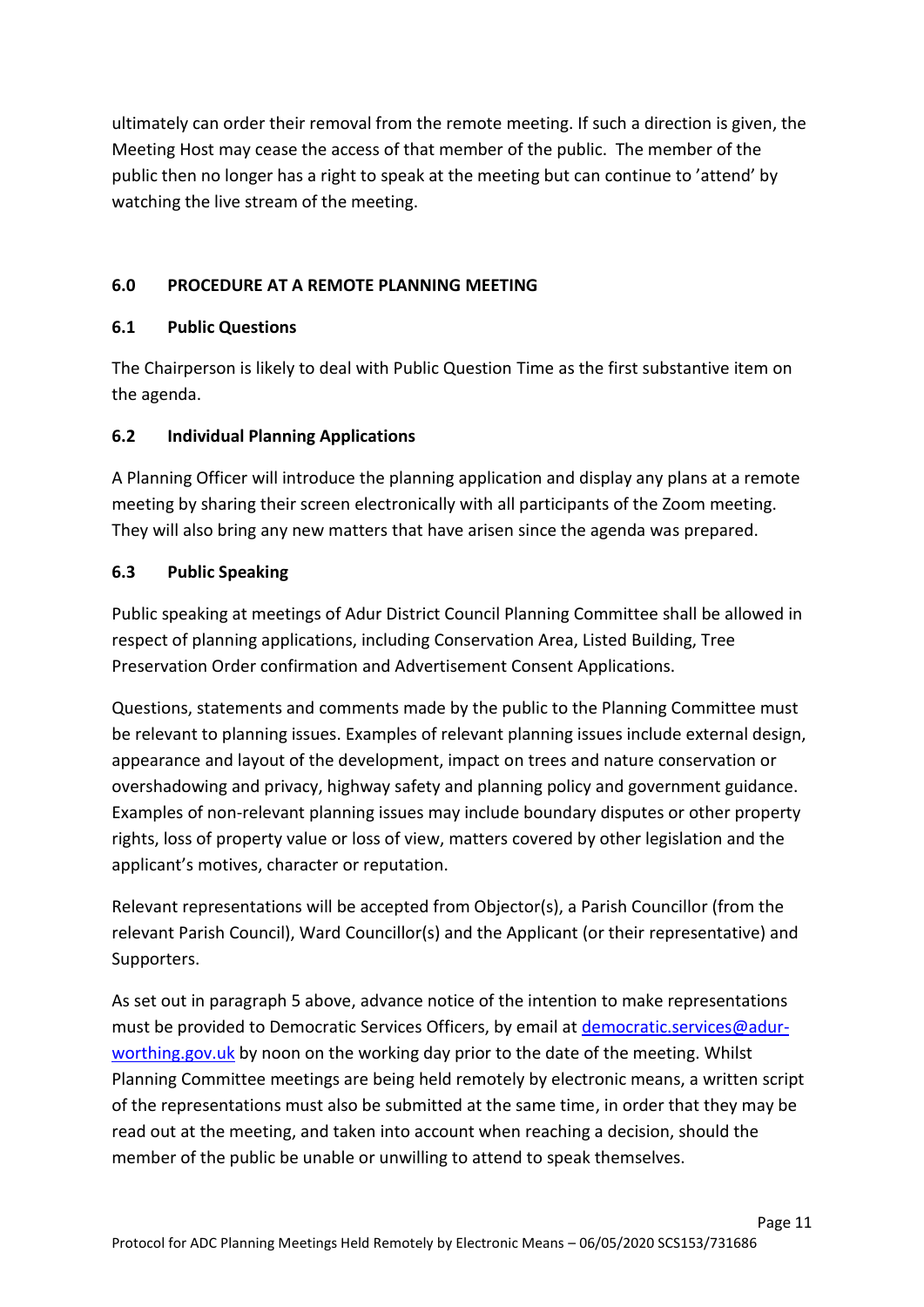ultimately can order their removal from the remote meeting. If such a direction is given, the Meeting Host may cease the access of that member of the public. The member of the public then no longer has a right to speak at the meeting but can continue to 'attend' by watching the live stream of the meeting.

## 6.0 PROCEDURE AT A REMOTE PLANNING MEETING

### 6.1 Public Questions

The Chairperson is likely to deal with Public Question Time as the first substantive item on the agenda.

### 6.2 Individual Planning Applications

A Planning Officer will introduce the planning application and display any plans at a remote meeting by sharing their screen electronically with all participants of the Zoom meeting. They will also bring any new matters that have arisen since the agenda was prepared.

### 6.3 Public Speaking

Public speaking at meetings of Adur District Council Planning Committee shall be allowed in respect of planning applications, including Conservation Area, Listed Building, Tree Preservation Order confirmation and Advertisement Consent Applications.

Questions, statements and comments made by the public to the Planning Committee must be relevant to planning issues. Examples of relevant planning issues include external design, appearance and layout of the development, impact on trees and nature conservation or overshadowing and privacy, highway safety and planning policy and government guidance. Examples of non-relevant planning issues may include boundary disputes or other property rights, loss of property value or loss of view, matters covered by other legislation and the applicant's motives, character or reputation.

Relevant representations will be accepted from Objector(s), a Parish Councillor (from the relevant Parish Council), Ward Councillor(s) and the Applicant (or their representative) and Supporters.

As set out in paragraph 5 above, advance notice of the intention to make representations must be provided to Democratic Services Officers, by email at democratic.services@adur-worthing.gov.uk by noon on the working day prior to the date of the meeting. Whilst Planning Committee meetings are being held remotely by electronic means, a written script of the representations must also be submitted at the same time, in order that they may be read out at the meeting, and taken into account when reaching a decision, should the member of the public be unable or unwilling to attend to speak themselves.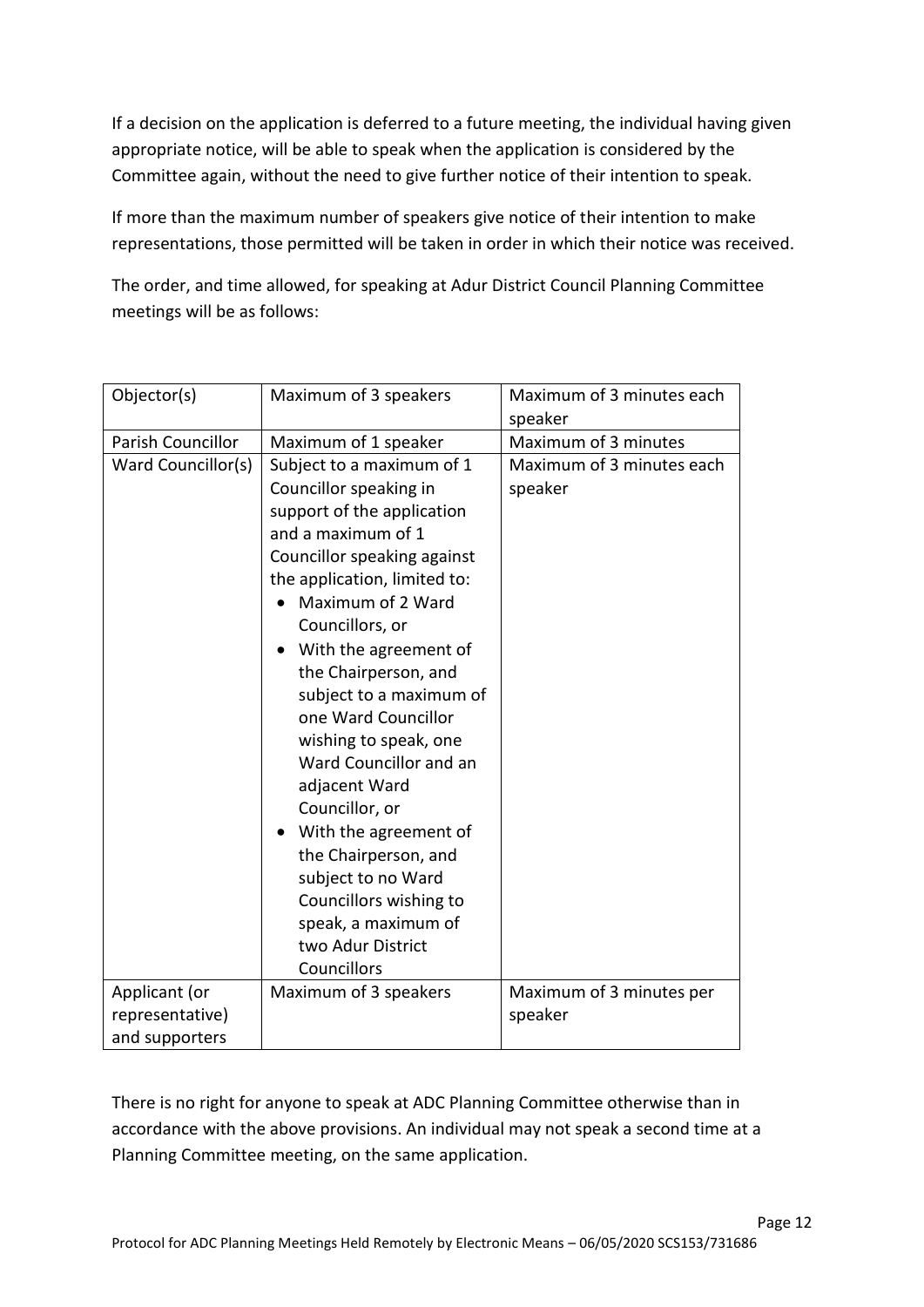If a decision on the application is deferred to a future meeting, the individual having given appropriate notice, will be able to speak when the application is considered by the Committee again, without the need to give further notice of their intention to speak.

If more than the maximum number of speakers give notice of their intention to make representations, those permitted will be taken in order in which their notice was received.

The order, and time allowed, for speaking at Adur District Council Planning Committee meetings will be as follows:

| Objector(s) | Maximum of 3 speakers | Maximum of 3 minutes each speaker |
|---|---|---|
| Parish Councillor | Maximum of 1 speaker | Maximum of 3 minutes |
| Ward Councillor(s) | Subject to a maximum of 1 Councillor speaking in support of the application and a maximum of 1 Councillor speaking against the application, limited to:<br>• Maximum of 2 Ward Councillors, or<br>• With the agreement of the Chairperson, and subject to a maximum of one Ward Councillor wishing to speak, one Ward Councillor and an adjacent Ward Councillor, or<br>• With the agreement of the Chairperson, and subject to no Ward Councillors wishing to speak, a maximum of two Adur District Councillors | Maximum of 3 minutes each speaker |
| Applicant (or representative) and supporters | Maximum of 3 speakers | Maximum of 3 minutes per speaker |

There is no right for anyone to speak at ADC Planning Committee otherwise than in accordance with the above provisions. An individual may not speak a second time at a Planning Committee meeting, on the same application.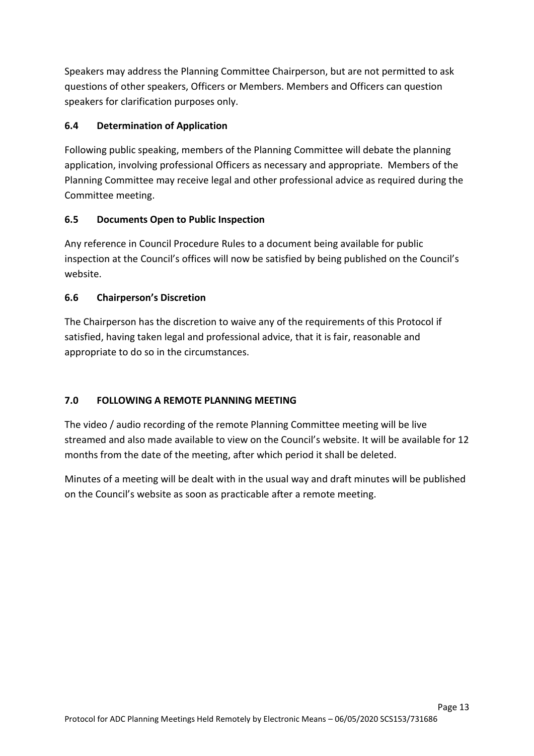Speakers may address the Planning Committee Chairperson, but are not permitted to ask questions of other speakers, Officers or Members. Members and Officers can question speakers for clarification purposes only.

### 6.4 Determination of Application

Following public speaking, members of the Planning Committee will debate the planning application, involving professional Officers as necessary and appropriate. Members of the Planning Committee may receive legal and other professional advice as required during the Committee meeting.

### 6.5 Documents Open to Public Inspection

Any reference in Council Procedure Rules to a document being available for public inspection at the Council's offices will now be satisfied by being published on the Council's website.

### 6.6 Chairperson's Discretion

The Chairperson has the discretion to waive any of the requirements of this Protocol if satisfied, having taken legal and professional advice, that it is fair, reasonable and appropriate to do so in the circumstances.

## 7.0 FOLLOWING A REMOTE PLANNING MEETING

The video / audio recording of the remote Planning Committee meeting will be live streamed and also made available to view on the Council's website. It will be available for 12 months from the date of the meeting, after which period it shall be deleted.

Minutes of a meeting will be dealt with in the usual way and draft minutes will be published on the Council's website as soon as practicable after a remote meeting.